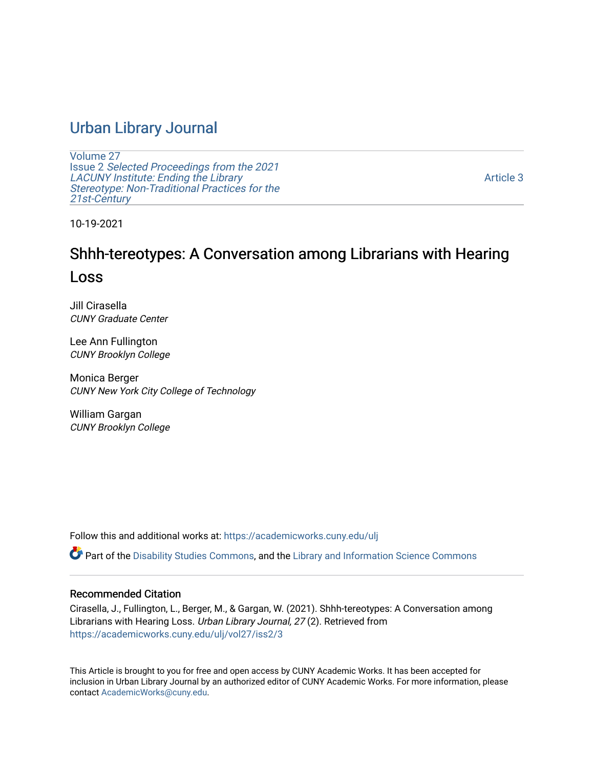# Urban Library Journal

Volume 27
Issue 2 *Selected Proceedings from the 2021 LACUNY Institute: Ending the Library Stereotype: Non-Traditional Practices for the 21st-Century*

Article 3

10-19-2021

## Shhh-tereotypes: A Conversation among Librarians with Hearing Loss

Jill Cirasella
*CUNY Graduate Center*

Lee Ann Fullington
*CUNY Brooklyn College*

Monica Berger
*CUNY New York City College of Technology*

William Gargan
*CUNY Brooklyn College*

Follow this and additional works at: https://academicworks.cuny.edu/ulj

Part of the Disability Studies Commons, and the Library and Information Science Commons

### Recommended Citation

Cirasella, J., Fullington, L., Berger, M., & Gargan, W. (2021). Shhh-tereotypes: A Conversation among Librarians with Hearing Loss. *Urban Library Journal, 27* (2). Retrieved from https://academicworks.cuny.edu/ulj/vol27/iss2/3

This Article is brought to you for free and open access by CUNY Academic Works. It has been accepted for inclusion in Urban Library Journal by an authorized editor of CUNY Academic Works. For more information, please contact AcademicWorks@cuny.edu.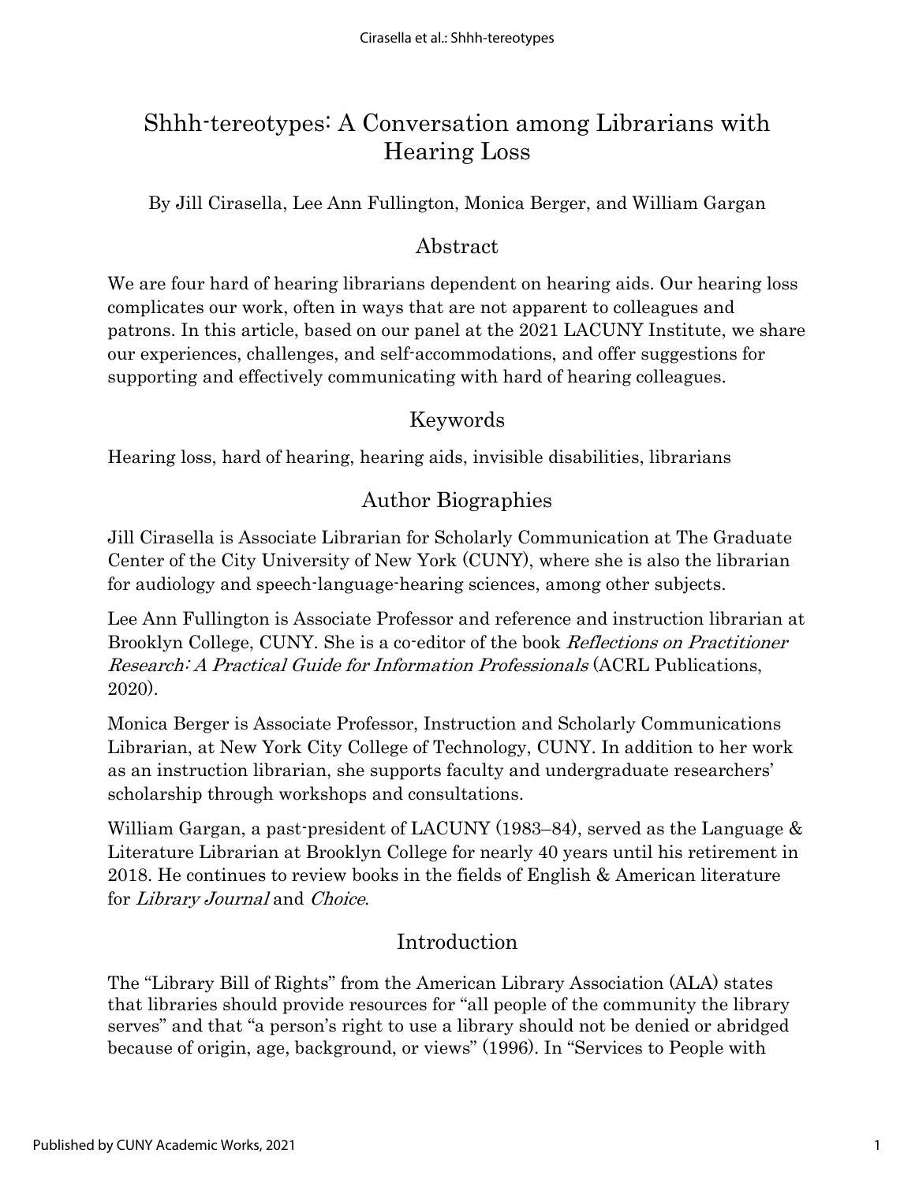# Shhh-tereotypes: A Conversation among Librarians with Hearing Loss

By Jill Cirasella, Lee Ann Fullington, Monica Berger, and William Gargan

## Abstract

We are four hard of hearing librarians dependent on hearing aids. Our hearing loss complicates our work, often in ways that are not apparent to colleagues and patrons. In this article, based on our panel at the 2021 LACUNY Institute, we share our experiences, challenges, and self-accommodations, and offer suggestions for supporting and effectively communicating with hard of hearing colleagues.

## Keywords

Hearing loss, hard of hearing, hearing aids, invisible disabilities, librarians

## Author Biographies

Jill Cirasella is Associate Librarian for Scholarly Communication at The Graduate Center of the City University of New York (CUNY), where she is also the librarian for audiology and speech-language-hearing sciences, among other subjects.

Lee Ann Fullington is Associate Professor and reference and instruction librarian at Brooklyn College, CUNY. She is a co-editor of the book *Reflections on Practitioner Research: A Practical Guide for Information Professionals* (ACRL Publications, 2020).

Monica Berger is Associate Professor, Instruction and Scholarly Communications Librarian, at New York City College of Technology, CUNY. In addition to her work as an instruction librarian, she supports faculty and undergraduate researchers' scholarship through workshops and consultations.

William Gargan, a past-president of LACUNY (1983–84), served as the Language & Literature Librarian at Brooklyn College for nearly 40 years until his retirement in 2018. He continues to review books in the fields of English & American literature for *Library Journal* and *Choice*.

## Introduction

The "Library Bill of Rights" from the American Library Association (ALA) states that libraries should provide resources for "all people of the community the library serves" and that "a person's right to use a library should not be denied or abridged because of origin, age, background, or views" (1996). In "Services to People with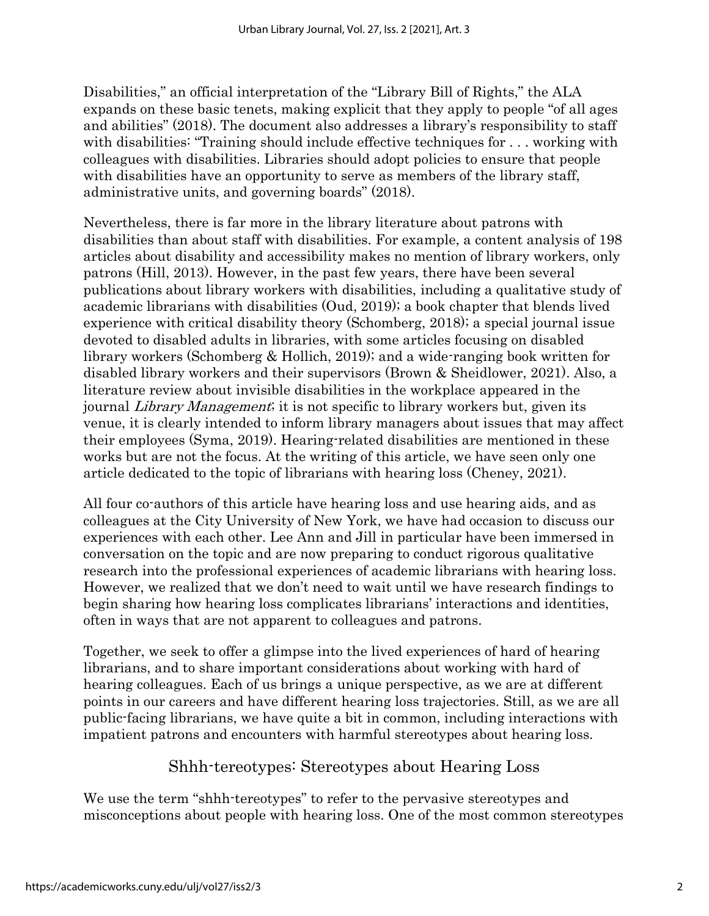Disabilities," an official interpretation of the "Library Bill of Rights," the ALA expands on these basic tenets, making explicit that they apply to people "of all ages and abilities" (2018). The document also addresses a library's responsibility to staff with disabilities: "Training should include effective techniques for . . . working with colleagues with disabilities. Libraries should adopt policies to ensure that people with disabilities have an opportunity to serve as members of the library staff, administrative units, and governing boards" (2018).

Nevertheless, there is far more in the library literature about patrons with disabilities than about staff with disabilities. For example, a content analysis of 198 articles about disability and accessibility makes no mention of library workers, only patrons (Hill, 2013). However, in the past few years, there have been several publications about library workers with disabilities, including a qualitative study of academic librarians with disabilities (Oud, 2019); a book chapter that blends lived experience with critical disability theory (Schomberg, 2018); a special journal issue devoted to disabled adults in libraries, with some articles focusing on disabled library workers (Schomberg & Hollich, 2019); and a wide-ranging book written for disabled library workers and their supervisors (Brown & Sheidlower, 2021). Also, a literature review about invisible disabilities in the workplace appeared in the journal *Library Management*; it is not specific to library workers but, given its venue, it is clearly intended to inform library managers about issues that may affect their employees (Syma, 2019). Hearing-related disabilities are mentioned in these works but are not the focus. At the writing of this article, we have seen only one article dedicated to the topic of librarians with hearing loss (Cheney, 2021).

All four co-authors of this article have hearing loss and use hearing aids, and as colleagues at the City University of New York, we have had occasion to discuss our experiences with each other. Lee Ann and Jill in particular have been immersed in conversation on the topic and are now preparing to conduct rigorous qualitative research into the professional experiences of academic librarians with hearing loss. However, we realized that we don't need to wait until we have research findings to begin sharing how hearing loss complicates librarians' interactions and identities, often in ways that are not apparent to colleagues and patrons.

Together, we seek to offer a glimpse into the lived experiences of hard of hearing librarians, and to share important considerations about working with hard of hearing colleagues. Each of us brings a unique perspective, as we are at different points in our careers and have different hearing loss trajectories. Still, as we are all public-facing librarians, we have quite a bit in common, including interactions with impatient patrons and encounters with harmful stereotypes about hearing loss.

## Shhh-tereotypes: Stereotypes about Hearing Loss

We use the term "shhh-tereotypes" to refer to the pervasive stereotypes and misconceptions about people with hearing loss. One of the most common stereotypes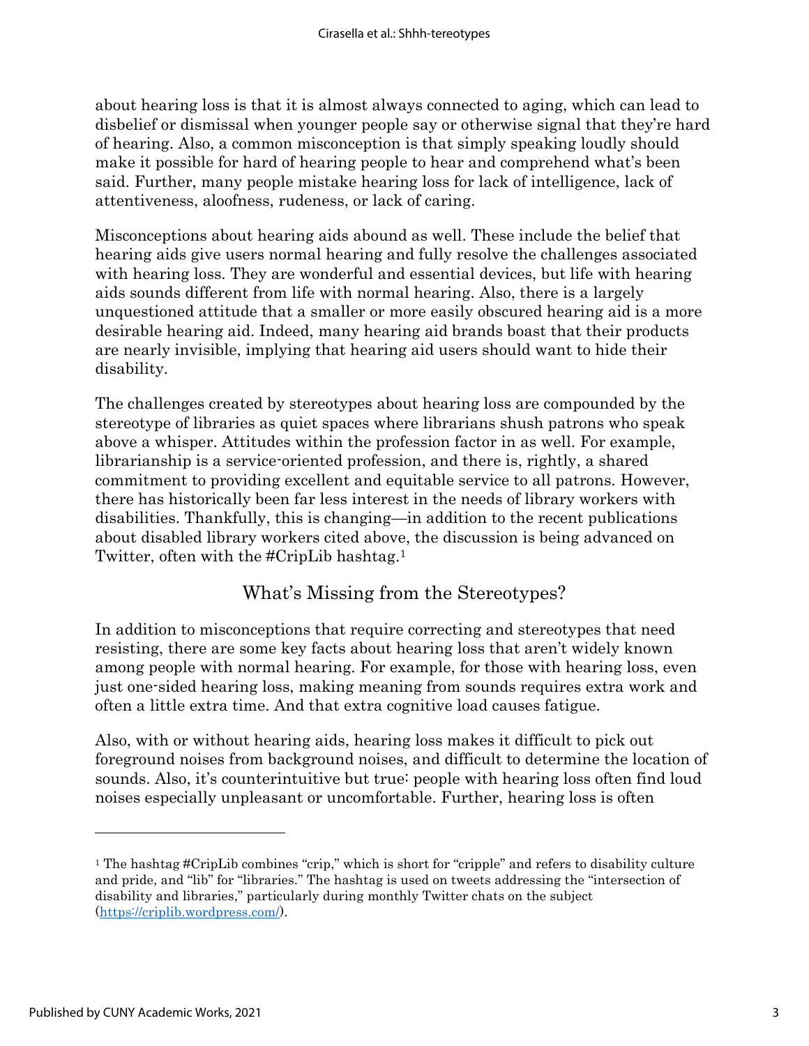about hearing loss is that it is almost always connected to aging, which can lead to disbelief or dismissal when younger people say or otherwise signal that they're hard of hearing. Also, a common misconception is that simply speaking loudly should make it possible for hard of hearing people to hear and comprehend what's been said. Further, many people mistake hearing loss for lack of intelligence, lack of attentiveness, aloofness, rudeness, or lack of caring.

Misconceptions about hearing aids abound as well. These include the belief that hearing aids give users normal hearing and fully resolve the challenges associated with hearing loss. They are wonderful and essential devices, but life with hearing aids sounds different from life with normal hearing. Also, there is a largely unquestioned attitude that a smaller or more easily obscured hearing aid is a more desirable hearing aid. Indeed, many hearing aid brands boast that their products are nearly invisible, implying that hearing aid users should want to hide their disability.

The challenges created by stereotypes about hearing loss are compounded by the stereotype of libraries as quiet spaces where librarians shush patrons who speak above a whisper. Attitudes within the profession factor in as well. For example, librarianship is a service-oriented profession, and there is, rightly, a shared commitment to providing excellent and equitable service to all patrons. However, there has historically been far less interest in the needs of library workers with disabilities. Thankfully, this is changing—in addition to the recent publications about disabled library workers cited above, the discussion is being advanced on Twitter, often with the #CripLib hashtag.[1]

## What's Missing from the Stereotypes?

In addition to misconceptions that require correcting and stereotypes that need resisting, there are some key facts about hearing loss that aren't widely known among people with normal hearing. For example, for those with hearing loss, even just one-sided hearing loss, making meaning from sounds requires extra work and often a little extra time. And that extra cognitive load causes fatigue.

Also, with or without hearing aids, hearing loss makes it difficult to pick out foreground noises from background noises, and difficult to determine the location of sounds. Also, it's counterintuitive but true: people with hearing loss often find loud noises especially unpleasant or uncomfortable. Further, hearing loss is often

---

[1] The hashtag #CripLib combines "crip," which is short for "cripple" and refers to disability culture and pride, and "lib" for "libraries." The hashtag is used on tweets addressing the "intersection of disability and libraries," particularly during monthly Twitter chats on the subject (https://criplib.wordpress.com/).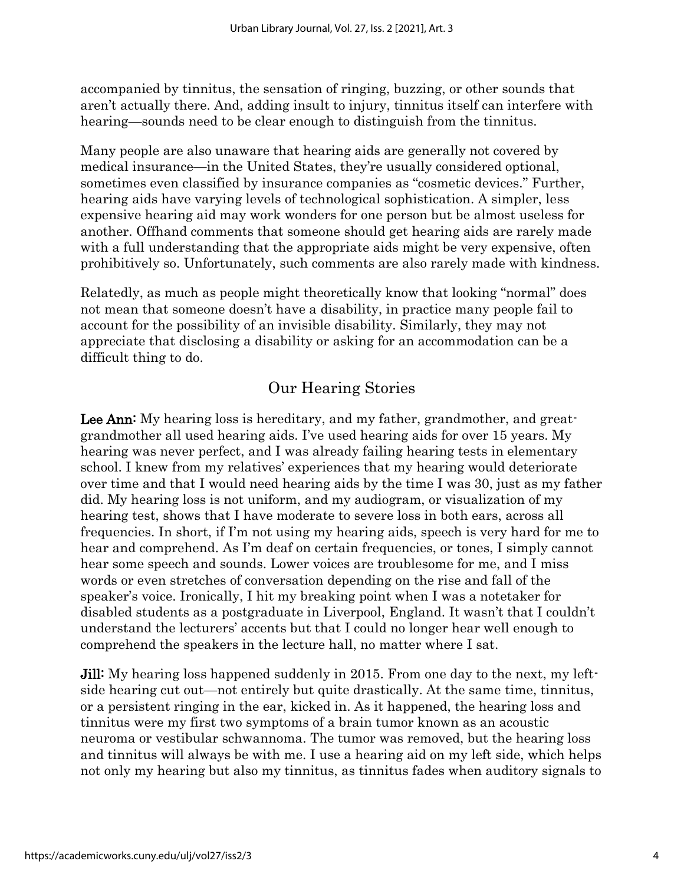accompanied by tinnitus, the sensation of ringing, buzzing, or other sounds that aren't actually there. And, adding insult to injury, tinnitus itself can interfere with hearing—sounds need to be clear enough to distinguish from the tinnitus.

Many people are also unaware that hearing aids are generally not covered by medical insurance—in the United States, they're usually considered optional, sometimes even classified by insurance companies as "cosmetic devices." Further, hearing aids have varying levels of technological sophistication. A simpler, less expensive hearing aid may work wonders for one person but be almost useless for another. Offhand comments that someone should get hearing aids are rarely made with a full understanding that the appropriate aids might be very expensive, often prohibitively so. Unfortunately, such comments are also rarely made with kindness.

Relatedly, as much as people might theoretically know that looking "normal" does not mean that someone doesn't have a disability, in practice many people fail to account for the possibility of an invisible disability. Similarly, they may not appreciate that disclosing a disability or asking for an accommodation can be a difficult thing to do.

## Our Hearing Stories

**Lee Ann:** My hearing loss is hereditary, and my father, grandmother, and great-grandmother all used hearing aids. I've used hearing aids for over 15 years. My hearing was never perfect, and I was already failing hearing tests in elementary school. I knew from my relatives' experiences that my hearing would deteriorate over time and that I would need hearing aids by the time I was 30, just as my father did. My hearing loss is not uniform, and my audiogram, or visualization of my hearing test, shows that I have moderate to severe loss in both ears, across all frequencies. In short, if I'm not using my hearing aids, speech is very hard for me to hear and comprehend. As I'm deaf on certain frequencies, or tones, I simply cannot hear some speech and sounds. Lower voices are troublesome for me, and I miss words or even stretches of conversation depending on the rise and fall of the speaker's voice. Ironically, I hit my breaking point when I was a notetaker for disabled students as a postgraduate in Liverpool, England. It wasn't that I couldn't understand the lecturers' accents but that I could no longer hear well enough to comprehend the speakers in the lecture hall, no matter where I sat.

**Jill:** My hearing loss happened suddenly in 2015. From one day to the next, my left-side hearing cut out—not entirely but quite drastically. At the same time, tinnitus, or a persistent ringing in the ear, kicked in. As it happened, the hearing loss and tinnitus were my first two symptoms of a brain tumor known as an acoustic neuroma or vestibular schwannoma. The tumor was removed, but the hearing loss and tinnitus will always be with me. I use a hearing aid on my left side, which helps not only my hearing but also my tinnitus, as tinnitus fades when auditory signals to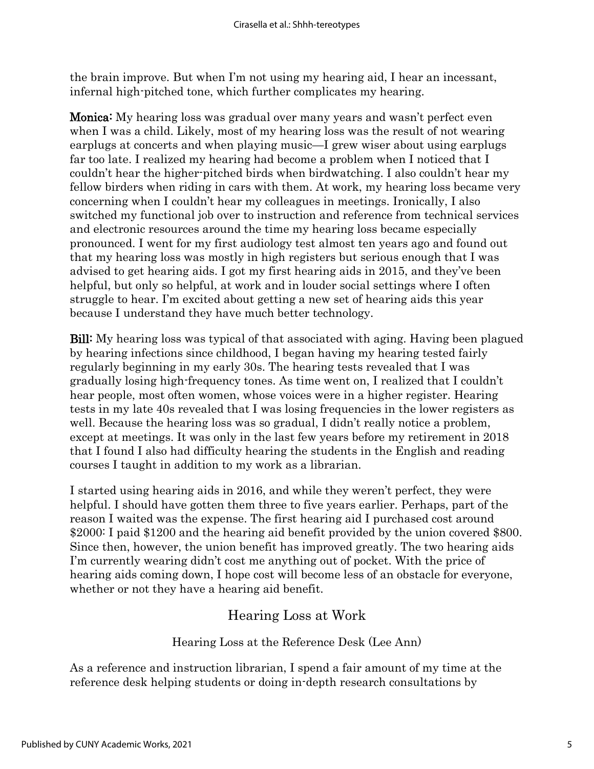the brain improve. But when I'm not using my hearing aid, I hear an incessant, infernal high-pitched tone, which further complicates my hearing.

**Monica:** My hearing loss was gradual over many years and wasn't perfect even when I was a child. Likely, most of my hearing loss was the result of not wearing earplugs at concerts and when playing music—I grew wiser about using earplugs far too late. I realized my hearing had become a problem when I noticed that I couldn't hear the higher-pitched birds when birdwatching. I also couldn't hear my fellow birders when riding in cars with them. At work, my hearing loss became very concerning when I couldn't hear my colleagues in meetings. Ironically, I also switched my functional job over to instruction and reference from technical services and electronic resources around the time my hearing loss became especially pronounced. I went for my first audiology test almost ten years ago and found out that my hearing loss was mostly in high registers but serious enough that I was advised to get hearing aids. I got my first hearing aids in 2015, and they've been helpful, but only so helpful, at work and in louder social settings where I often struggle to hear. I'm excited about getting a new set of hearing aids this year because I understand they have much better technology.

**Bill:** My hearing loss was typical of that associated with aging. Having been plagued by hearing infections since childhood, I began having my hearing tested fairly regularly beginning in my early 30s. The hearing tests revealed that I was gradually losing high-frequency tones. As time went on, I realized that I couldn't hear people, most often women, whose voices were in a higher register. Hearing tests in my late 40s revealed that I was losing frequencies in the lower registers as well. Because the hearing loss was so gradual, I didn't really notice a problem, except at meetings. It was only in the last few years before my retirement in 2018 that I found I also had difficulty hearing the students in the English and reading courses I taught in addition to my work as a librarian.

I started using hearing aids in 2016, and while they weren't perfect, they were helpful. I should have gotten them three to five years earlier. Perhaps, part of the reason I waited was the expense. The first hearing aid I purchased cost around $2000: I paid $1200 and the hearing aid benefit provided by the union covered $800. Since then, however, the union benefit has improved greatly. The two hearing aids I'm currently wearing didn't cost me anything out of pocket. With the price of hearing aids coming down, I hope cost will become less of an obstacle for everyone, whether or not they have a hearing aid benefit.

## Hearing Loss at Work

### Hearing Loss at the Reference Desk (Lee Ann)

As a reference and instruction librarian, I spend a fair amount of my time at the reference desk helping students or doing in-depth research consultations by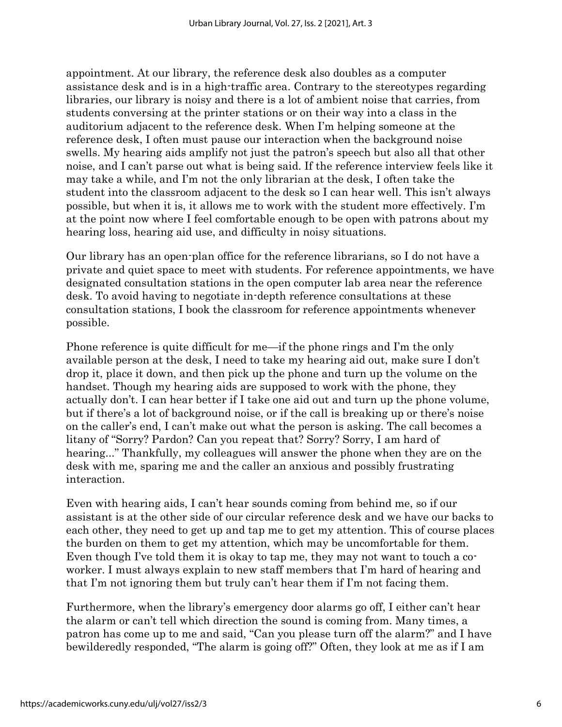appointment. At our library, the reference desk also doubles as a computer assistance desk and is in a high-traffic area. Contrary to the stereotypes regarding libraries, our library is noisy and there is a lot of ambient noise that carries, from students conversing at the printer stations or on their way into a class in the auditorium adjacent to the reference desk. When I'm helping someone at the reference desk, I often must pause our interaction when the background noise swells. My hearing aids amplify not just the patron's speech but also all that other noise, and I can't parse out what is being said. If the reference interview feels like it may take a while, and I'm not the only librarian at the desk, I often take the student into the classroom adjacent to the desk so I can hear well. This isn't always possible, but when it is, it allows me to work with the student more effectively. I'm at the point now where I feel comfortable enough to be open with patrons about my hearing loss, hearing aid use, and difficulty in noisy situations.

Our library has an open-plan office for the reference librarians, so I do not have a private and quiet space to meet with students. For reference appointments, we have designated consultation stations in the open computer lab area near the reference desk. To avoid having to negotiate in-depth reference consultations at these consultation stations, I book the classroom for reference appointments whenever possible.

Phone reference is quite difficult for me—if the phone rings and I'm the only available person at the desk, I need to take my hearing aid out, make sure I don't drop it, place it down, and then pick up the phone and turn up the volume on the handset. Though my hearing aids are supposed to work with the phone, they actually don't. I can hear better if I take one aid out and turn up the phone volume, but if there's a lot of background noise, or if the call is breaking up or there's noise on the caller's end, I can't make out what the person is asking. The call becomes a litany of "Sorry? Pardon? Can you repeat that? Sorry? Sorry, I am hard of hearing..." Thankfully, my colleagues will answer the phone when they are on the desk with me, sparing me and the caller an anxious and possibly frustrating interaction.

Even with hearing aids, I can't hear sounds coming from behind me, so if our assistant is at the other side of our circular reference desk and we have our backs to each other, they need to get up and tap me to get my attention. This of course places the burden on them to get my attention, which may be uncomfortable for them. Even though I've told them it is okay to tap me, they may not want to touch a co-worker. I must always explain to new staff members that I'm hard of hearing and that I'm not ignoring them but truly can't hear them if I'm not facing them.

Furthermore, when the library's emergency door alarms go off, I either can't hear the alarm or can't tell which direction the sound is coming from. Many times, a patron has come up to me and said, "Can you please turn off the alarm?" and I have bewilderedly responded, "The alarm is going off?" Often, they look at me as if I am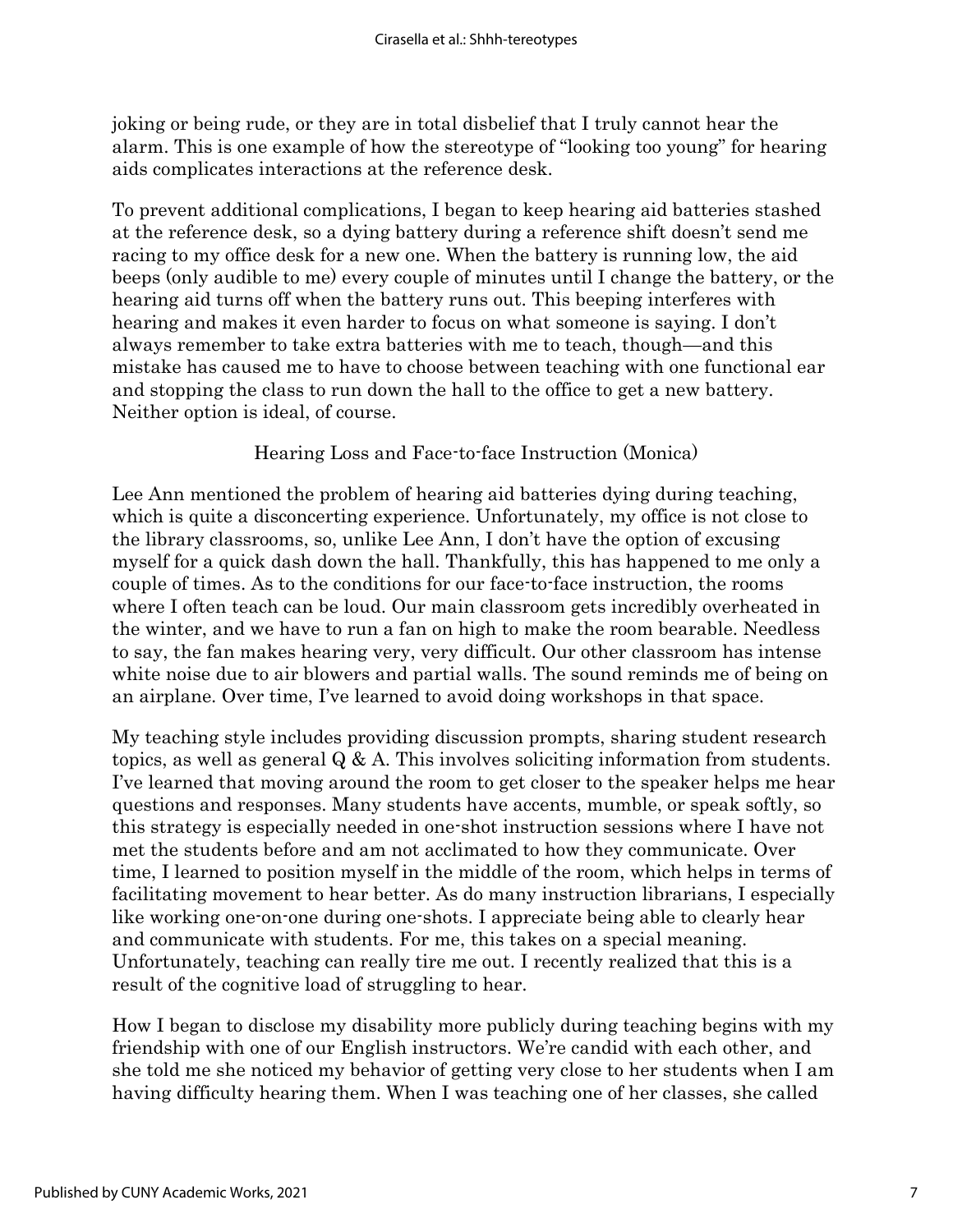joking or being rude, or they are in total disbelief that I truly cannot hear the alarm. This is one example of how the stereotype of "looking too young" for hearing aids complicates interactions at the reference desk.

To prevent additional complications, I began to keep hearing aid batteries stashed at the reference desk, so a dying battery during a reference shift doesn't send me racing to my office desk for a new one. When the battery is running low, the aid beeps (only audible to me) every couple of minutes until I change the battery, or the hearing aid turns off when the battery runs out. This beeping interferes with hearing and makes it even harder to focus on what someone is saying. I don't always remember to take extra batteries with me to teach, though—and this mistake has caused me to have to choose between teaching with one functional ear and stopping the class to run down the hall to the office to get a new battery. Neither option is ideal, of course.

### Hearing Loss and Face-to-face Instruction (Monica)

Lee Ann mentioned the problem of hearing aid batteries dying during teaching, which is quite a disconcerting experience. Unfortunately, my office is not close to the library classrooms, so, unlike Lee Ann, I don't have the option of excusing myself for a quick dash down the hall. Thankfully, this has happened to me only a couple of times. As to the conditions for our face-to-face instruction, the rooms where I often teach can be loud. Our main classroom gets incredibly overheated in the winter, and we have to run a fan on high to make the room bearable. Needless to say, the fan makes hearing very, very difficult. Our other classroom has intense white noise due to air blowers and partial walls. The sound reminds me of being on an airplane. Over time, I've learned to avoid doing workshops in that space.

My teaching style includes providing discussion prompts, sharing student research topics, as well as general Q & A. This involves soliciting information from students. I've learned that moving around the room to get closer to the speaker helps me hear questions and responses. Many students have accents, mumble, or speak softly, so this strategy is especially needed in one-shot instruction sessions where I have not met the students before and am not acclimated to how they communicate. Over time, I learned to position myself in the middle of the room, which helps in terms of facilitating movement to hear better. As do many instruction librarians, I especially like working one-on-one during one-shots. I appreciate being able to clearly hear and communicate with students. For me, this takes on a special meaning. Unfortunately, teaching can really tire me out. I recently realized that this is a result of the cognitive load of struggling to hear.

How I began to disclose my disability more publicly during teaching begins with my friendship with one of our English instructors. We're candid with each other, and she told me she noticed my behavior of getting very close to her students when I am having difficulty hearing them. When I was teaching one of her classes, she called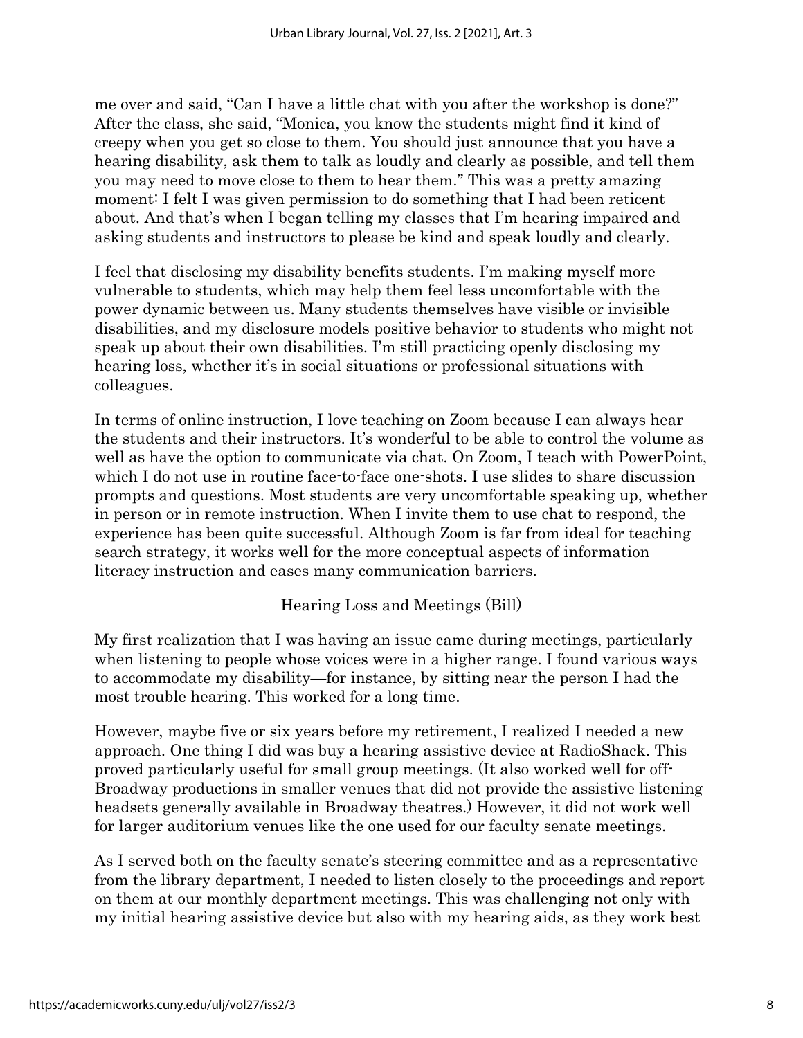me over and said, "Can I have a little chat with you after the workshop is done?" After the class, she said, "Monica, you know the students might find it kind of creepy when you get so close to them. You should just announce that you have a hearing disability, ask them to talk as loudly and clearly as possible, and tell them you may need to move close to them to hear them." This was a pretty amazing moment: I felt I was given permission to do something that I had been reticent about. And that's when I began telling my classes that I'm hearing impaired and asking students and instructors to please be kind and speak loudly and clearly.

I feel that disclosing my disability benefits students. I'm making myself more vulnerable to students, which may help them feel less uncomfortable with the power dynamic between us. Many students themselves have visible or invisible disabilities, and my disclosure models positive behavior to students who might not speak up about their own disabilities. I'm still practicing openly disclosing my hearing loss, whether it's in social situations or professional situations with colleagues.

In terms of online instruction, I love teaching on Zoom because I can always hear the students and their instructors. It's wonderful to be able to control the volume as well as have the option to communicate via chat. On Zoom, I teach with PowerPoint, which I do not use in routine face-to-face one-shots. I use slides to share discussion prompts and questions. Most students are very uncomfortable speaking up, whether in person or in remote instruction. When I invite them to use chat to respond, the experience has been quite successful. Although Zoom is far from ideal for teaching search strategy, it works well for the more conceptual aspects of information literacy instruction and eases many communication barriers.

### Hearing Loss and Meetings (Bill)

My first realization that I was having an issue came during meetings, particularly when listening to people whose voices were in a higher range. I found various ways to accommodate my disability—for instance, by sitting near the person I had the most trouble hearing. This worked for a long time.

However, maybe five or six years before my retirement, I realized I needed a new approach. One thing I did was buy a hearing assistive device at RadioShack. This proved particularly useful for small group meetings. (It also worked well for off-Broadway productions in smaller venues that did not provide the assistive listening headsets generally available in Broadway theatres.) However, it did not work well for larger auditorium venues like the one used for our faculty senate meetings.

As I served both on the faculty senate's steering committee and as a representative from the library department, I needed to listen closely to the proceedings and report on them at our monthly department meetings. This was challenging not only with my initial hearing assistive device but also with my hearing aids, as they work best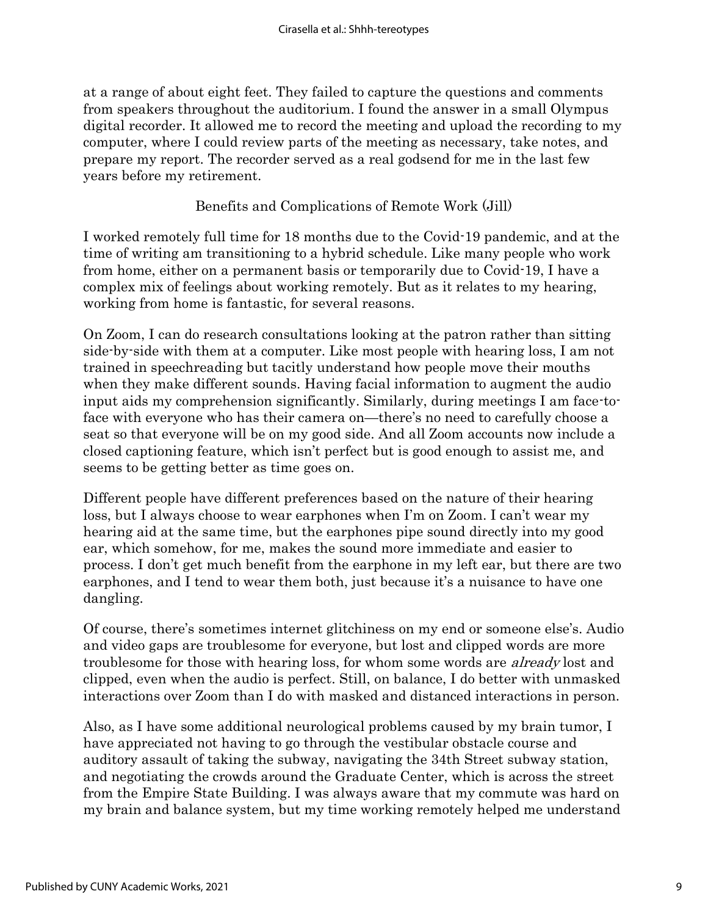at a range of about eight feet. They failed to capture the questions and comments from speakers throughout the auditorium. I found the answer in a small Olympus digital recorder. It allowed me to record the meeting and upload the recording to my computer, where I could review parts of the meeting as necessary, take notes, and prepare my report. The recorder served as a real godsend for me in the last few years before my retirement.

### Benefits and Complications of Remote Work (Jill)

I worked remotely full time for 18 months due to the Covid-19 pandemic, and at the time of writing am transitioning to a hybrid schedule. Like many people who work from home, either on a permanent basis or temporarily due to Covid-19, I have a complex mix of feelings about working remotely. But as it relates to my hearing, working from home is fantastic, for several reasons.

On Zoom, I can do research consultations looking at the patron rather than sitting side-by-side with them at a computer. Like most people with hearing loss, I am not trained in speechreading but tacitly understand how people move their mouths when they make different sounds. Having facial information to augment the audio input aids my comprehension significantly. Similarly, during meetings I am face-to-face with everyone who has their camera on—there's no need to carefully choose a seat so that everyone will be on my good side. And all Zoom accounts now include a closed captioning feature, which isn't perfect but is good enough to assist me, and seems to be getting better as time goes on.

Different people have different preferences based on the nature of their hearing loss, but I always choose to wear earphones when I'm on Zoom. I can't wear my hearing aid at the same time, but the earphones pipe sound directly into my good ear, which somehow, for me, makes the sound more immediate and easier to process. I don't get much benefit from the earphone in my left ear, but there are two earphones, and I tend to wear them both, just because it's a nuisance to have one dangling.

Of course, there's sometimes internet glitchiness on my end or someone else's. Audio and video gaps are troublesome for everyone, but lost and clipped words are more troublesome for those with hearing loss, for whom some words are *already* lost and clipped, even when the audio is perfect. Still, on balance, I do better with unmasked interactions over Zoom than I do with masked and distanced interactions in person.

Also, as I have some additional neurological problems caused by my brain tumor, I have appreciated not having to go through the vestibular obstacle course and auditory assault of taking the subway, navigating the 34th Street subway station, and negotiating the crowds around the Graduate Center, which is across the street from the Empire State Building. I was always aware that my commute was hard on my brain and balance system, but my time working remotely helped me understand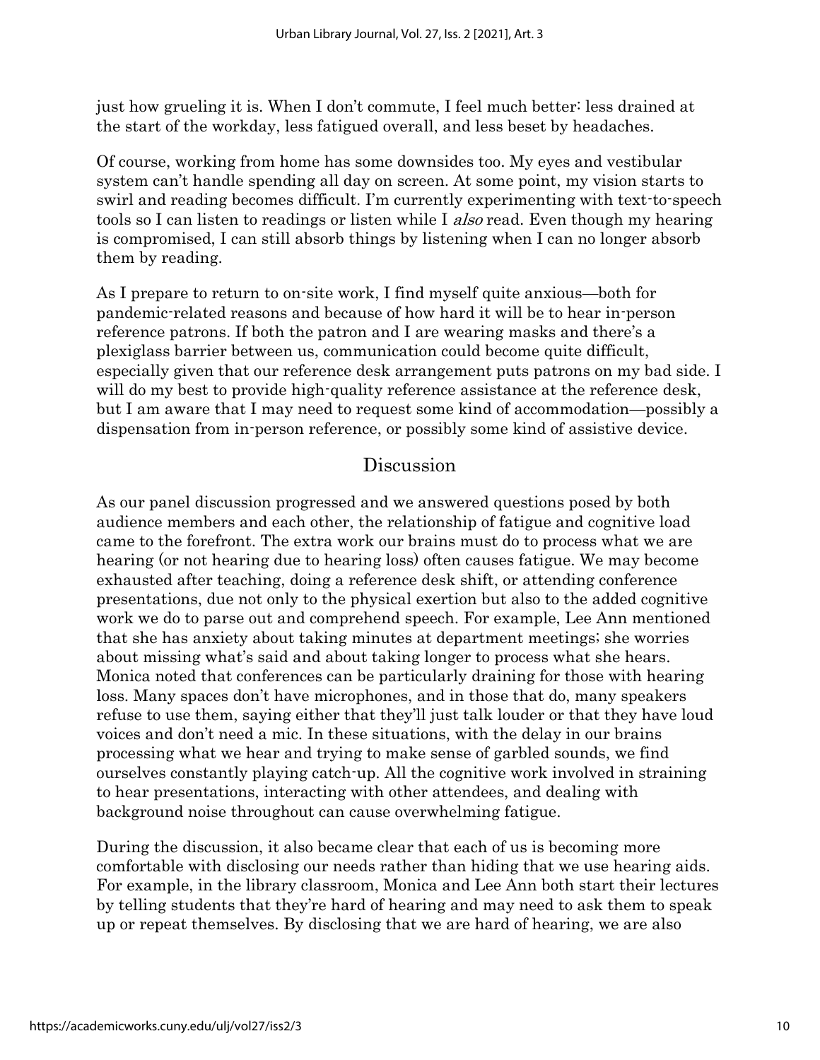just how grueling it is. When I don't commute, I feel much better: less drained at the start of the workday, less fatigued overall, and less beset by headaches.

Of course, working from home has some downsides too. My eyes and vestibular system can't handle spending all day on screen. At some point, my vision starts to swirl and reading becomes difficult. I'm currently experimenting with text-to-speech tools so I can listen to readings or listen while I *also* read. Even though my hearing is compromised, I can still absorb things by listening when I can no longer absorb them by reading.

As I prepare to return to on-site work, I find myself quite anxious—both for pandemic-related reasons and because of how hard it will be to hear in-person reference patrons. If both the patron and I are wearing masks and there's a plexiglass barrier between us, communication could become quite difficult, especially given that our reference desk arrangement puts patrons on my bad side. I will do my best to provide high-quality reference assistance at the reference desk, but I am aware that I may need to request some kind of accommodation—possibly a dispensation from in-person reference, or possibly some kind of assistive device.

## Discussion

As our panel discussion progressed and we answered questions posed by both audience members and each other, the relationship of fatigue and cognitive load came to the forefront. The extra work our brains must do to process what we are hearing (or not hearing due to hearing loss) often causes fatigue. We may become exhausted after teaching, doing a reference desk shift, or attending conference presentations, due not only to the physical exertion but also to the added cognitive work we do to parse out and comprehend speech. For example, Lee Ann mentioned that she has anxiety about taking minutes at department meetings; she worries about missing what's said and about taking longer to process what she hears. Monica noted that conferences can be particularly draining for those with hearing loss. Many spaces don't have microphones, and in those that do, many speakers refuse to use them, saying either that they'll just talk louder or that they have loud voices and don't need a mic. In these situations, with the delay in our brains processing what we hear and trying to make sense of garbled sounds, we find ourselves constantly playing catch-up. All the cognitive work involved in straining to hear presentations, interacting with other attendees, and dealing with background noise throughout can cause overwhelming fatigue.

During the discussion, it also became clear that each of us is becoming more comfortable with disclosing our needs rather than hiding that we use hearing aids. For example, in the library classroom, Monica and Lee Ann both start their lectures by telling students that they're hard of hearing and may need to ask them to speak up or repeat themselves. By disclosing that we are hard of hearing, we are also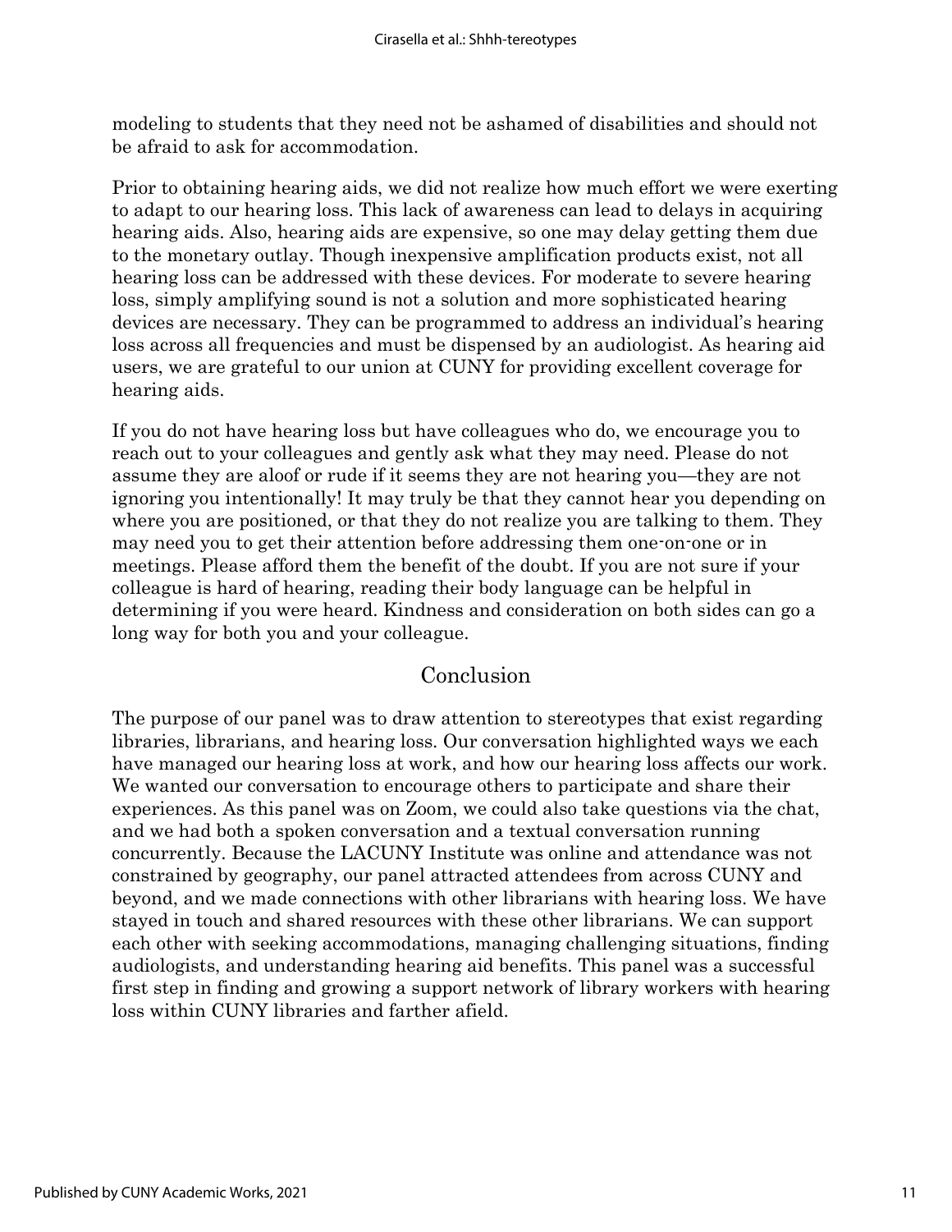modeling to students that they need not be ashamed of disabilities and should not be afraid to ask for accommodation.

Prior to obtaining hearing aids, we did not realize how much effort we were exerting to adapt to our hearing loss. This lack of awareness can lead to delays in acquiring hearing aids. Also, hearing aids are expensive, so one may delay getting them due to the monetary outlay. Though inexpensive amplification products exist, not all hearing loss can be addressed with these devices. For moderate to severe hearing loss, simply amplifying sound is not a solution and more sophisticated hearing devices are necessary. They can be programmed to address an individual's hearing loss across all frequencies and must be dispensed by an audiologist. As hearing aid users, we are grateful to our union at CUNY for providing excellent coverage for hearing aids.

If you do not have hearing loss but have colleagues who do, we encourage you to reach out to your colleagues and gently ask what they may need. Please do not assume they are aloof or rude if it seems they are not hearing you—they are not ignoring you intentionally! It may truly be that they cannot hear you depending on where you are positioned, or that they do not realize you are talking to them. They may need you to get their attention before addressing them one-on-one or in meetings. Please afford them the benefit of the doubt. If you are not sure if your colleague is hard of hearing, reading their body language can be helpful in determining if you were heard. Kindness and consideration on both sides can go a long way for both you and your colleague.

## Conclusion

The purpose of our panel was to draw attention to stereotypes that exist regarding libraries, librarians, and hearing loss. Our conversation highlighted ways we each have managed our hearing loss at work, and how our hearing loss affects our work. We wanted our conversation to encourage others to participate and share their experiences. As this panel was on Zoom, we could also take questions via the chat, and we had both a spoken conversation and a textual conversation running concurrently. Because the LACUNY Institute was online and attendance was not constrained by geography, our panel attracted attendees from across CUNY and beyond, and we made connections with other librarians with hearing loss. We have stayed in touch and shared resources with these other librarians. We can support each other with seeking accommodations, managing challenging situations, finding audiologists, and understanding hearing aid benefits. This panel was a successful first step in finding and growing a support network of library workers with hearing loss within CUNY libraries and farther afield.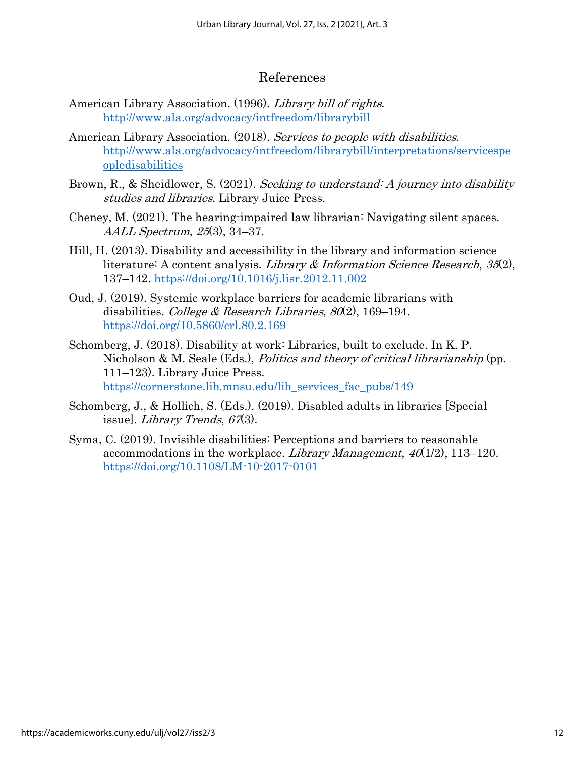## References

American Library Association. (1996). *Library bill of rights*. http://www.ala.org/advocacy/intfreedom/librarybill

American Library Association. (2018). *Services to people with disabilities*. http://www.ala.org/advocacy/intfreedom/librarybill/interpretations/servicespeopledisabilities

Brown, R., & Sheidlower, S. (2021). *Seeking to understand: A journey into disability studies and libraries*. Library Juice Press.

Cheney, M. (2021). The hearing-impaired law librarian: Navigating silent spaces. *AALL Spectrum*, *25*(3), 34–37.

Hill, H. (2013). Disability and accessibility in the library and information science literature: A content analysis. *Library & Information Science Research*, *35*(2), 137–142. https://doi.org/10.1016/j.lisr.2012.11.002

Oud, J. (2019). Systemic workplace barriers for academic librarians with disabilities. *College & Research Libraries*, *80*(2), 169–194. https://doi.org/10.5860/crl.80.2.169

Schomberg, J. (2018). Disability at work: Libraries, built to exclude. In K. P. Nicholson & M. Seale (Eds.), *Politics and theory of critical librarianship* (pp. 111–123). Library Juice Press. https://cornerstone.lib.mnsu.edu/lib_services_fac_pubs/149

Schomberg, J., & Hollich, S. (Eds.). (2019). Disabled adults in libraries [Special issue]. *Library Trends*, *67*(3).

Syma, C. (2019). Invisible disabilities: Perceptions and barriers to reasonable accommodations in the workplace. *Library Management*, *40*(1/2), 113–120. https://doi.org/10.1108/LM-10-2017-0101